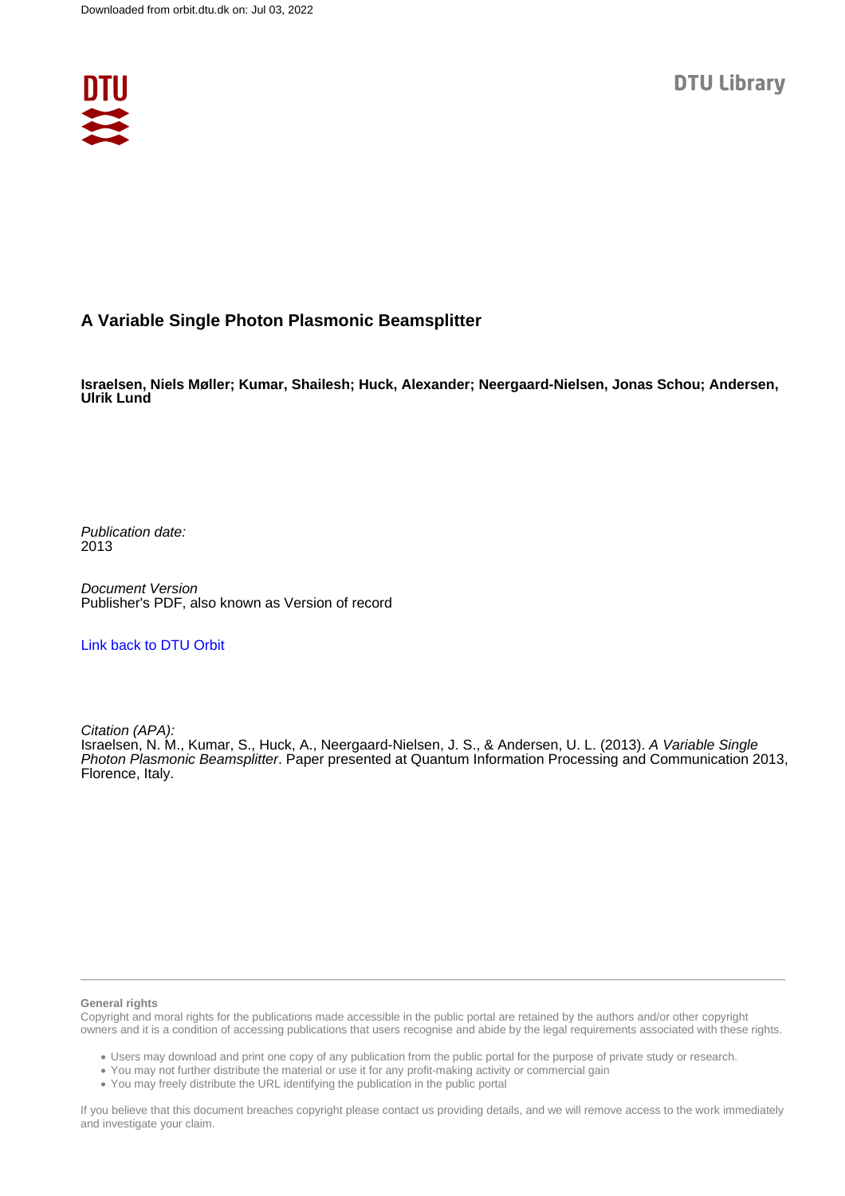Downloaded from orbit.dtu.dk on: Jul 03, 2022

DTU Library

# A Variable Single Photon Plasmonic Beamsplitter

**Israelsen, Niels Møller; Kumar, Shailesh; Huck, Alexander; Neergaard-Nielsen, Jonas Schou; Andersen, Ulrik Lund**

*Publication date:*
2013

*Document Version*
Publisher's PDF, also known as Version of record

[Link back to DTU Orbit](#)

*Citation (APA):*
Israelsen, N. M., Kumar, S., Huck, A., Neergaard-Nielsen, J. S., & Andersen, U. L. (2013). *A Variable Single Photon Plasmonic Beamsplitter*. Paper presented at Quantum Information Processing and Communication 2013, Florence, Italy.

---

**General rights**

Copyright and moral rights for the publications made accessible in the public portal are retained by the authors and/or other copyright owners and it is a condition of accessing publications that users recognise and abide by the legal requirements associated with these rights.

- Users may download and print one copy of any publication from the public portal for the purpose of private study or research.
- You may not further distribute the material or use it for any profit-making activity or commercial gain
- You may freely distribute the URL identifying the publication in the public portal

If you believe that this document breaches copyright please contact us providing details, and we will remove access to the work immediately and investigate your claim.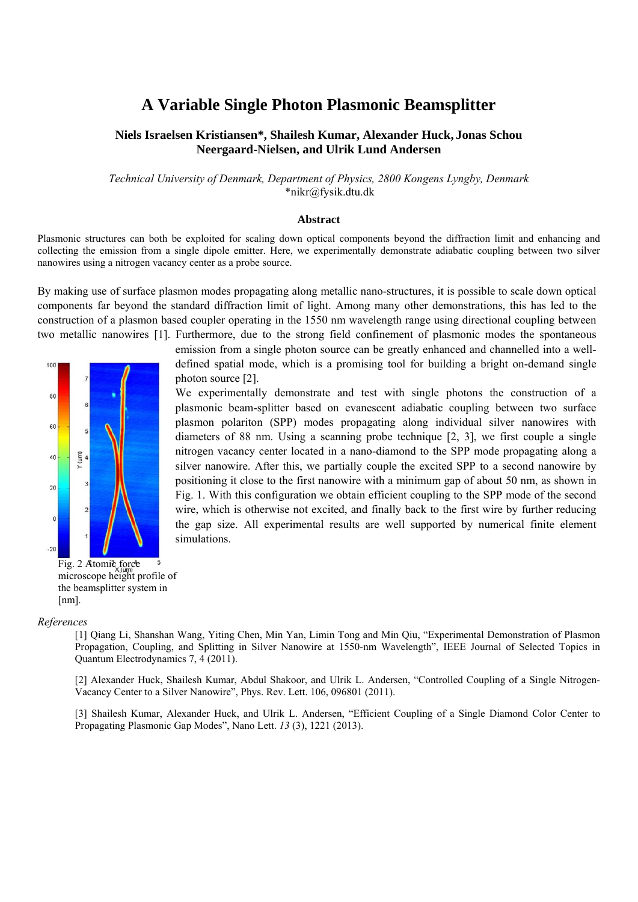# A Variable Single Photon Plasmonic Beamsplitter

**Niels Israelsen Kristiansen*, Shailesh Kumar, Alexander Huck, Jonas Schou Neergaard-Nielsen, and Ulrik Lund Andersen**

*Technical University of Denmark, Department of Physics, 2800 Kongens Lyngby, Denmark*
*nikr@fysik.dtu.dk

### Abstract

Plasmonic structures can both be exploited for scaling down optical components beyond the diffraction limit and enhancing and collecting the emission from a single dipole emitter. Here, we experimentally demonstrate adiabatic coupling between two silver nanowires using a nitrogen vacancy center as a probe source.

By making use of surface plasmon modes propagating along metallic nano-structures, it is possible to scale down optical components far beyond the standard diffraction limit of light. Among many other demonstrations, this has led to the construction of a plasmon based coupler operating in the 1550 nm wavelength range using directional coupling between two metallic nanowires [1]. Furthermore, due to the strong field confinement of plasmonic modes the spontaneous emission from a single photon source can be greatly enhanced and channelled into a well-defined spatial mode, which is a promising tool for building a bright on-demand single photon source [2].

We experimentally demonstrate and test with single photons the construction of a plasmonic beam-splitter based on evanescent adiabatic coupling between two surface plasmon polariton (SPP) modes propagating along individual silver nanowires with diameters of 88 nm. Using a scanning probe technique [2, 3], we first couple a single nitrogen vacancy center located in a nano-diamond to the SPP mode propagating along a silver nanowire. After this, we partially couple the excited SPP to a second nanowire by positioning it close to the first nanowire with a minimum gap of about 50 nm, as shown in Fig. 1. With this configuration we obtain efficient coupling to the SPP mode of the second wire, which is otherwise not excited, and finally back to the first wire by further reducing the gap size. All experimental results are well supported by numerical finite element simulations.

100
80
60
40
20
0
-20
Y (µm)
7
6
5
4
3
2
1
X (µm)
5

Fig. 2 Atomic force microscope height profile of the beamsplitter system in [nm].

*References*

[1] Qiang Li, Shanshan Wang, Yiting Chen, Min Yan, Limin Tong and Min Qiu, "Experimental Demonstration of Plasmon Propagation, Coupling, and Splitting in Silver Nanowire at 1550-nm Wavelength", IEEE Journal of Selected Topics in Quantum Electrodynamics 7, 4 (2011).

[2] Alexander Huck, Shailesh Kumar, Abdul Shakoor, and Ulrik L. Andersen, "Controlled Coupling of a Single Nitrogen-Vacancy Center to a Silver Nanowire", Phys. Rev. Lett. 106, 096801 (2011).

[3] Shailesh Kumar, Alexander Huck, and Ulrik L. Andersen, "Efficient Coupling of a Single Diamond Color Center to Propagating Plasmonic Gap Modes", Nano Lett. *13* (3), 1221 (2013).